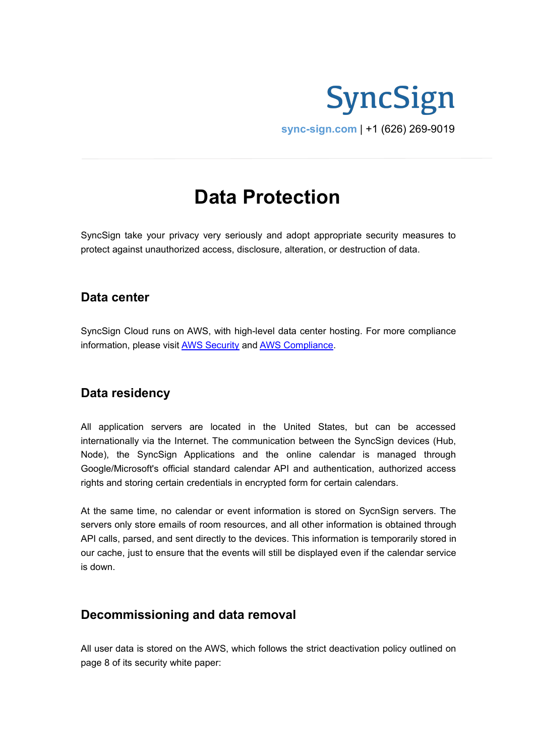SyncSign

sync-sign.com | +1 (626) 269-9019

# Data Protection

SyncSign take your privacy very seriously and adopt appropriate security measures to protect against unauthorized access, disclosure, alteration, or destruction of data.

## Data center

SyncSign Cloud runs on AWS, with high-level data center hosting. For more compliance information, please visit AWS Security and AWS Compliance.

## Data residency

All application servers are located in the United States, but can be accessed internationally via the Internet. The communication between the SyncSign devices (Hub, Node), the SyncSign Applications and the online calendar is managed through Google/Microsoft's official standard calendar API and authentication, authorized access rights and storing certain credentials in encrypted form for certain calendars.

At the same time, no calendar or event information is stored on SycnSign servers. The servers only store emails of room resources, and all other information is obtained through API calls, parsed, and sent directly to the devices. This information is temporarily stored in our cache, just to ensure that the events will still be displayed even if the calendar service is down.

## Decommissioning and data removal

All user data is stored on the AWS, which follows the strict deactivation policy outlined on page 8 of its security white paper: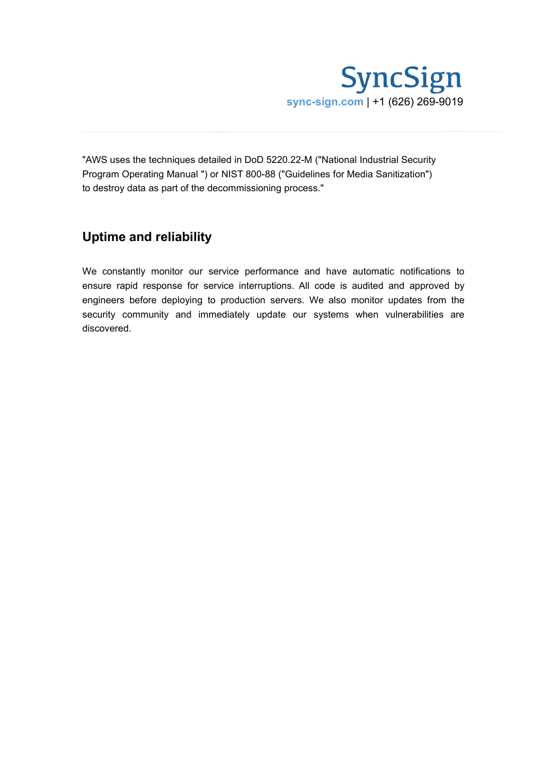"AWS uses the techniques detailed in DoD 5220.22-M ("National Industrial Security Program Operating Manual ") or NIST 800-88 ("Guidelines for Media Sanitization") to destroy data as part of the decommissioning process."

## Uptime and reliability

We constantly monitor our service performance and have automatic notifications to ensure rapid response for service interruptions. All code is audited and approved by engineers before deploying to production servers. We also monitor updates from the security community and immediately update our systems when vulnerabilities are discovered.